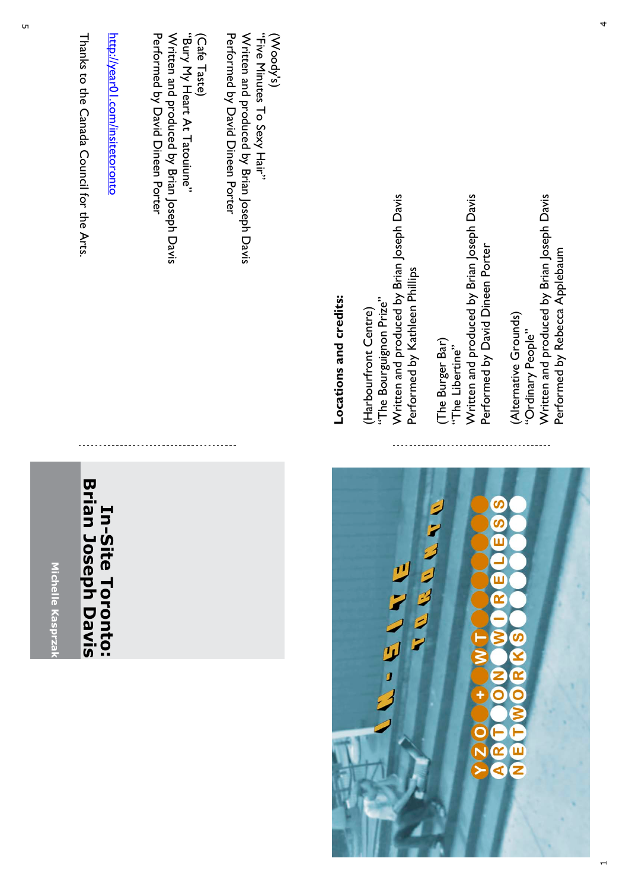# In-Site Toronto: Brian Joseph Davis

Michelle Kasprzak

IN-SITE TORONTO

YYZOOM + WOW ART ON WIRELESS NETWORKS

**Locations and credits:**

(Harbourfront Centre)
"The Bourguignon Prize"
Written and produced by Brian Joseph Davis
Performed by Kathleen Phillips

(The Burger Bar)
"The Libertine"
Written and produced by Brian Joseph Davis
Performed by David Dineen Porter

(Alternative Grounds)
"Ordinary People"
Written and produced by Brian Joseph Davis
Performed by Rebecca Applebaum

(Woody's)
"Five Minutes To Sexy Hair"
Written and produced by Brian Joseph Davis
Performed by David Dineen Porter

(Cafe Taste)
"Bury My Heart At Tatouiune"
Written and produced by Brian Joseph Davis
Performed by David Dineen Porter

http://year01.com/insitetoronto

Thanks to the Canada Council for the Arts.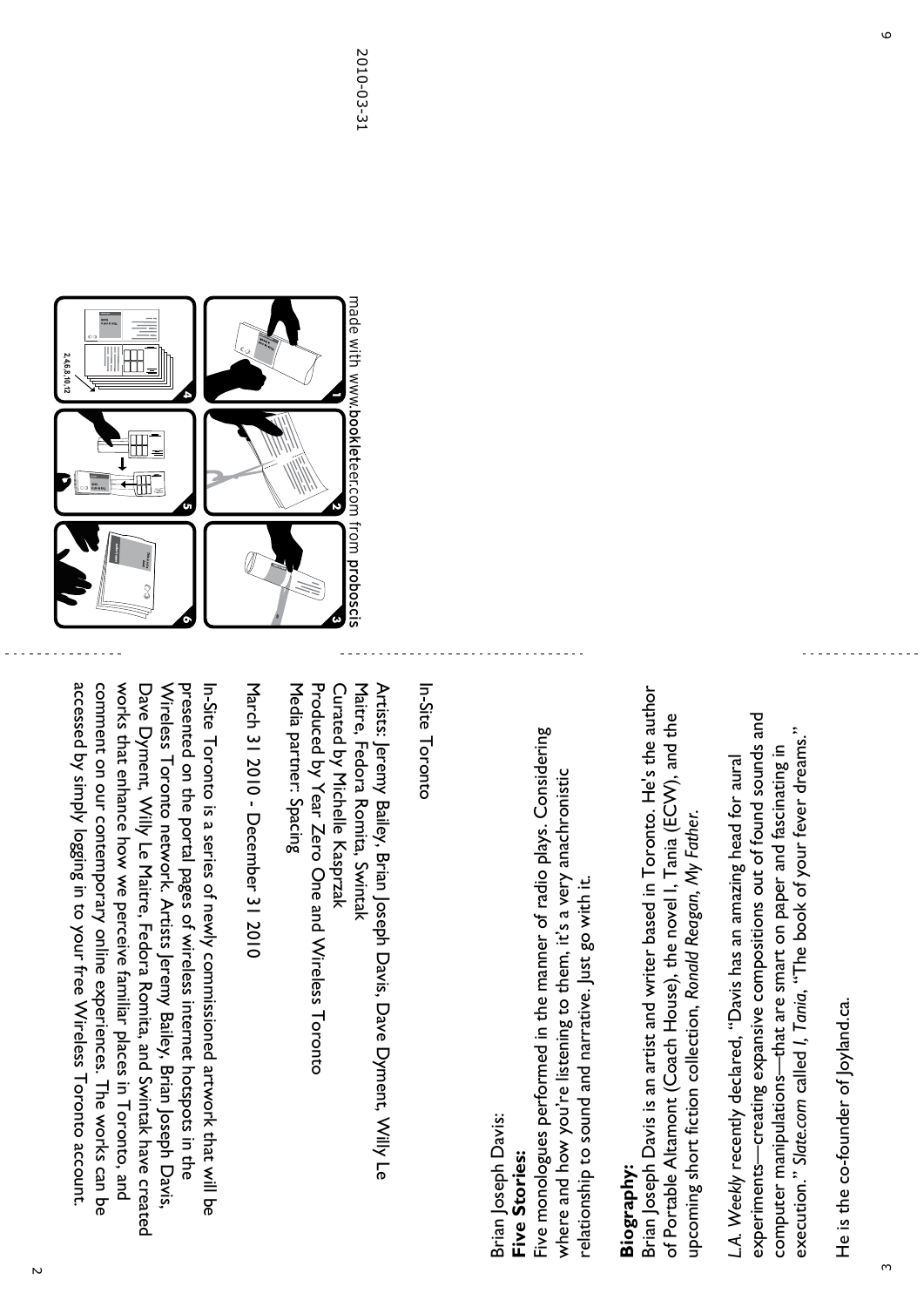2010-03-31

made with www.bookleteer.com from proboscis

In-Site Toronto

Artists: Jeremy Bailey, Brian Joseph Davis, Dave Dyment, Willy Le Maitre, Fedora Romita, Swintak
Curated by Michelle Kasprzak
Produced by Year Zero One and Wireless Toronto
Media partner: Spacing

March 31 2010 - December 31 2010

In-Site Toronto is a series of newly commissioned artwork that will be presented on the portal pages of wireless internet hotspots in the Wireless Toronto network. Artists Jeremy Bailey, Brian Joseph Davis, Dave Dyment, Willy Le Maitre, Fedora Romita, and Swintak have created works that enhance how we perceive familiar places in Toronto, and comment on our contemporary online experiences. The works can be accessed by simply logging in to your free Wireless Toronto account.

Brian Joseph Davis:
**Five Stories:**
Five monologues performed in the manner of radio plays. Considering where and how you're listening to them, it's a very anachronistic relationship to sound and narrative. Just go with it.

**Biography:**
Brian Joseph Davis is an artist and writer based in Toronto. He's the author of Portable Altamont (Coach House), the novel I, Tania (ECW), and the upcoming short fiction collection, *Ronald Reagan, My Father*.

*L.A. Weekly* recently declared, "Davis has an amazing head for aural experiments—creating expansive compositions out of found sounds and computer manipulations—that are smart on paper and fascinating in execution." *Slate.com* called *I, Tania*, "The book of your fever dreams."

He is the co-founder of Joyland.ca.